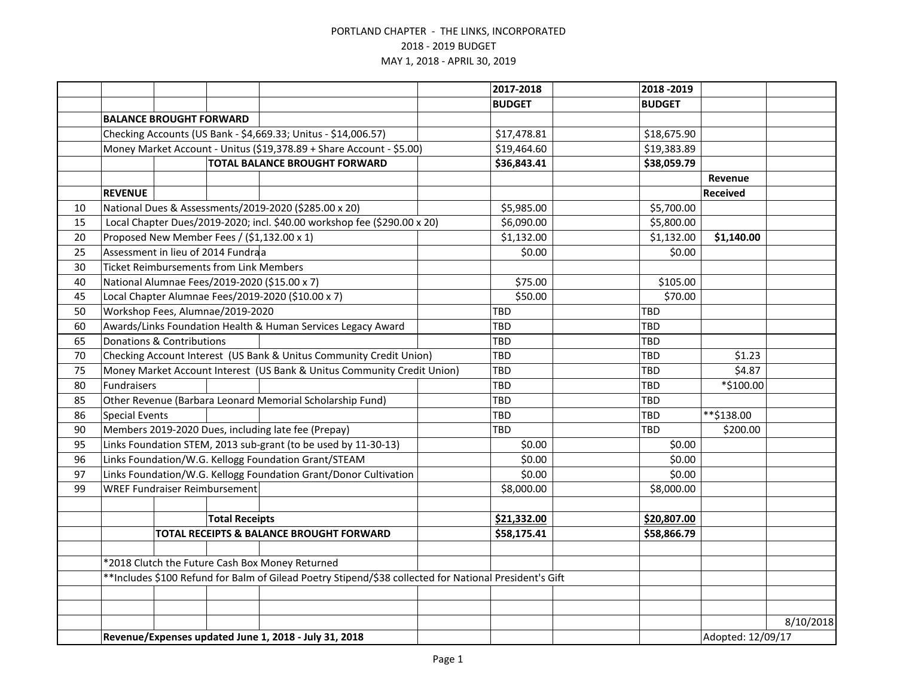PORTLAND CHAPTER - THE LINKS, INCORPORATED
2018 - 2019 BUDGET
MAY 1, 2018 - APRIL 30, 2019

| | | 2017-2018 BUDGET | 2018 -2019 BUDGET | Revenue Received |
|---|---|---|---|---|
| | **BALANCE BROUGHT FORWARD** | | | |
| | Checking Accounts (US Bank - $4,669.33; Unitus - $14,006.57) | $17,478.81 | $18,675.90 | |
| | Money Market Account - Unitus ($19,378.89 + Share Account - $5.00) | $19,464.60 | $19,383.89 | |
| | **TOTAL BALANCE BROUGHT FORWARD** | **$36,843.41** | **$38,059.79** | |
| | **REVENUE** | | | |
| 10 | National Dues & Assessments/2019-2020 ($285.00 x 20) | $5,985.00 | $5,700.00 | |
| 15 | Local Chapter Dues/2019-2020; incl. $40.00 workshop fee ($290.00 x 20) | $6,090.00 | $5,800.00 | |
| 20 | Proposed New Member Fees / ($1,132.00 x 1) | $1,132.00 | $1,132.00 | **$1,140.00** |
| 25 | Assessment in lieu of 2014 Fundraa | $0.00 | $0.00 | |
| 30 | Ticket Reimbursements from Link Members | | | |
| 40 | National Alumnae Fees/2019-2020 ($15.00 x 7) | $75.00 | $105.00 | |
| 45 | Local Chapter Alumnae Fees/2019-2020 ($10.00 x 7) | $50.00 | $70.00 | |
| 50 | Workshop Fees, Alumnae/2019-2020 | TBD | TBD | |
| 60 | Awards/Links Foundation Health & Human Services Legacy Award | TBD | TBD | |
| 65 | Donations & Contributions | TBD | TBD | |
| 70 | Checking Account Interest (US Bank & Unitus Community Credit Union) | TBD | TBD | $1.23 |
| 75 | Money Market Account Interest (US Bank & Unitus Community Credit Union) | TBD | TBD | $4.87 |
| 80 | Fundraisers | TBD | TBD | *$100.00 |
| 85 | Other Revenue (Barbara Leonard Memorial Scholarship Fund) | TBD | TBD | |
| 86 | Special Events | TBD | TBD | **$138.00 |
| 90 | Members 2019-2020 Dues, including late fee (Prepay) | TBD | TBD | $200.00 |
| 95 | Links Foundation STEM, 2013 sub-grant (to be used by 11-30-13) | $0.00 | $0.00 | |
| 96 | Links Foundation/W.G. Kellogg Foundation Grant/STEAM | $0.00 | $0.00 | |
| 97 | Links Foundation/W.G. Kellogg Foundation Grant/Donor Cultivation | $0.00 | $0.00 | |
| 99 | WREF Fundraiser Reimbursement | $8,000.00 | $8,000.00 | |
| | | | | |
| | **Total Receipts** | **$21,332.00** | **$20,807.00** | |
| | **TOTAL RECEIPTS & BALANCE BROUGHT FORWARD** | **$58,175.41** | **$58,866.79** | |

*2018 Clutch the Future Cash Box Money Returned

**Includes $100 Refund for Balm of Gilead Poetry Stipend/$38 collected for National President's Gift

8/10/2018

**Revenue/Expenses updated June 1, 2018 - July 31, 2018**

Adopted: 12/09/17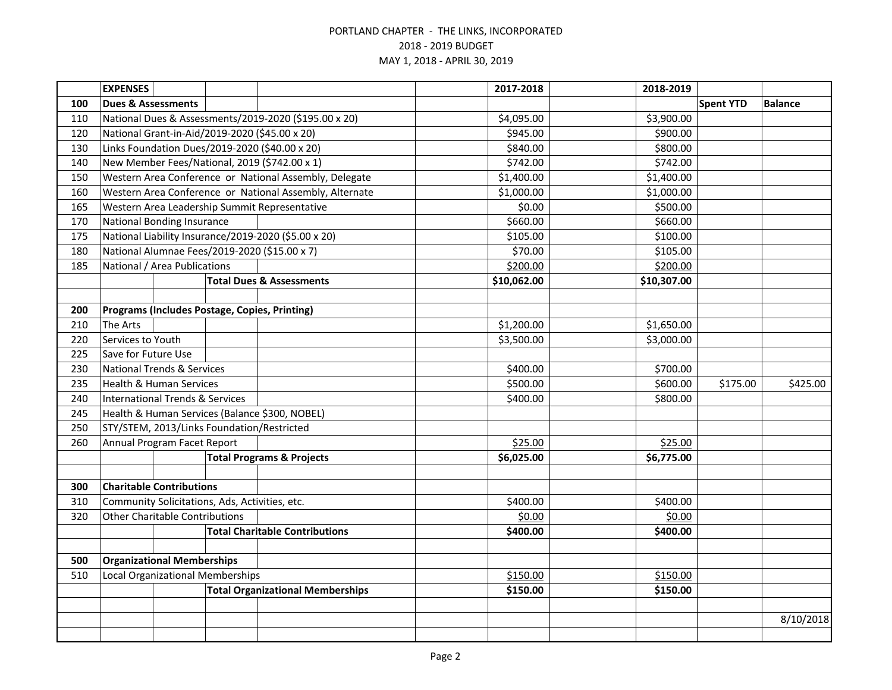PORTLAND CHAPTER - THE LINKS, INCORPORATED

2018 - 2019 BUDGET

MAY 1, 2018 - APRIL 30, 2019

| | EXPENSES | 2017-2018 | 2018-2019 | | |
|---|---|---|---|---|---|
| **100** | **Dues & Assessments** | | | **Spent YTD** | **Balance** |
| 110 | National Dues & Assessments/2019-2020 ($195.00 x 20) | $4,095.00 | $3,900.00 | | |
| 120 | National Grant-in-Aid/2019-2020 ($45.00 x 20) | $945.00 | $900.00 | | |
| 130 | Links Foundation Dues/2019-2020 ($40.00 x 20) | $840.00 | $800.00 | | |
| 140 | New Member Fees/National, 2019 ($742.00 x 1) | $742.00 | $742.00 | | |
| 150 | Western Area Conference or National Assembly, Delegate | $1,400.00 | $1,400.00 | | |
| 160 | Western Area Conference or National Assembly, Alternate | $1,000.00 | $1,000.00 | | |
| 165 | Western Area Leadership Summit Representative | $0.00 | $500.00 | | |
| 170 | National Bonding Insurance | $660.00 | $660.00 | | |
| 175 | National Liability Insurance/2019-2020 ($5.00 x 20) | $105.00 | $100.00 | | |
| 180 | National Alumnae Fees/2019-2020 ($15.00 x 7) | $70.00 | $105.00 | | |
| 185 | National / Area Publications | $200.00 | $200.00 | | |
| | **Total Dues & Assessments** | **$10,062.00** | **$10,307.00** | | |
| | | | | | |
| **200** | **Programs (Includes Postage, Copies, Printing)** | | | | |
| 210 | The Arts | $1,200.00 | $1,650.00 | | |
| 220 | Services to Youth | $3,500.00 | $3,000.00 | | |
| 225 | Save for Future Use | | | | |
| 230 | National Trends & Services | $400.00 | $700.00 | | |
| 235 | Health & Human Services | $500.00 | $600.00 | $175.00 | $425.00 |
| 240 | International Trends & Services | $400.00 | $800.00 | | |
| 245 | Health & Human Services (Balance $300, NOBEL) | | | | |
| 250 | STY/STEM, 2013/Links Foundation/Restricted | | | | |
| 260 | Annual Program Facet Report | $25.00 | $25.00 | | |
| | **Total Programs & Projects** | **$6,025.00** | **$6,775.00** | | |
| | | | | | |
| **300** | **Charitable Contributions** | | | | |
| 310 | Community Solicitations, Ads, Activities, etc. | $400.00 | $400.00 | | |
| 320 | Other Charitable Contributions | $0.00 | $0.00 | | |
| | **Total Charitable Contributions** | **$400.00** | **$400.00** | | |
| | | | | | |
| **500** | **Organizational Memberships** | | | | |
| 510 | Local Organizational Memberships | $150.00 | $150.00 | | |
| | **Total Organizational Memberships** | **$150.00** | **$150.00** | | |
| | | | | | |
| | | | | | 8/10/2018 |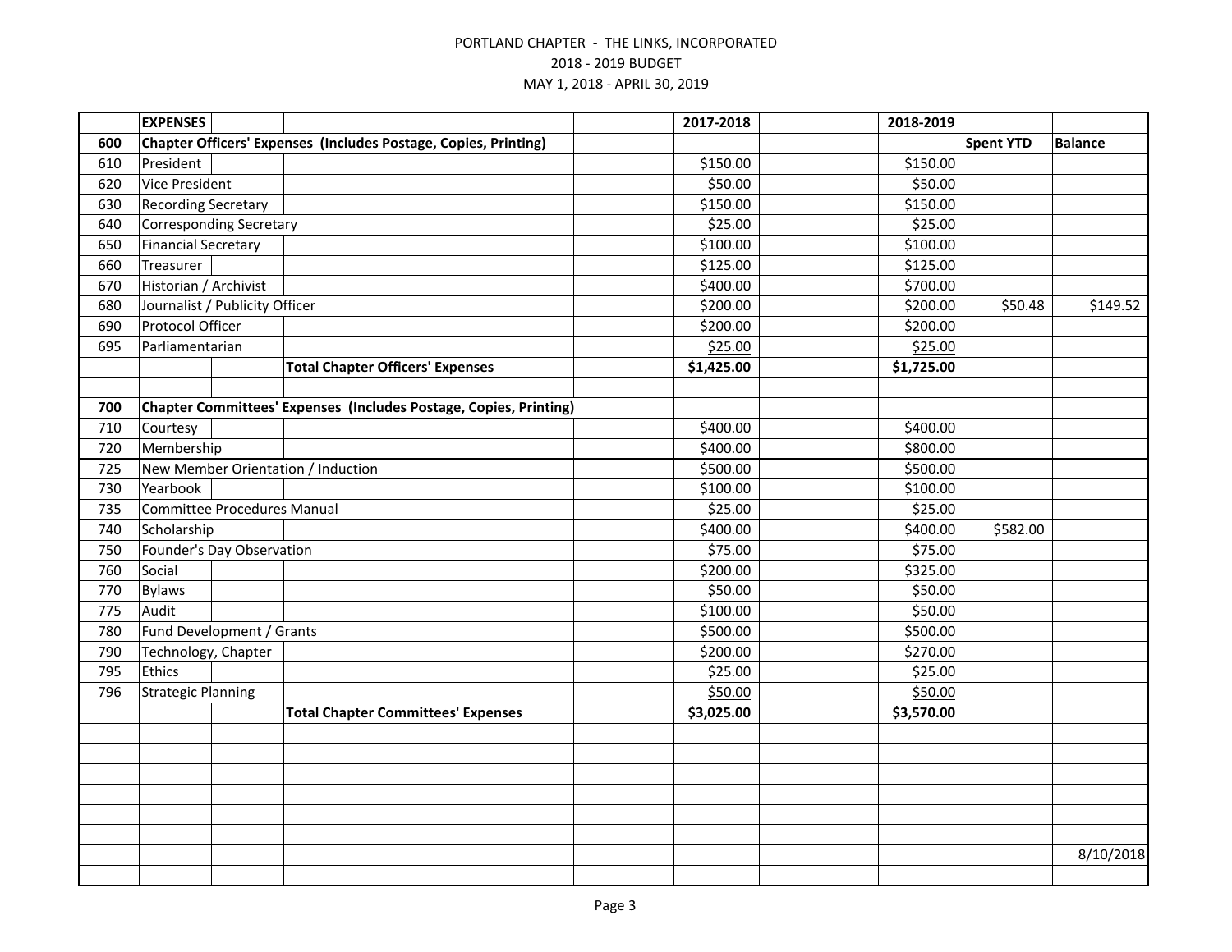PORTLAND CHAPTER - THE LINKS, INCORPORATED
2018 - 2019 BUDGET
MAY 1, 2018 - APRIL 30, 2019

| | EXPENSES | 2017-2018 | 2018-2019 | | |
|---|---|---|---|---|---|
| **600** | **Chapter Officers' Expenses (Includes Postage, Copies, Printing)** | | | **Spent YTD** | **Balance** |
| 610 | President | $150.00 | $150.00 | | |
| 620 | Vice President | $50.00 | $50.00 | | |
| 630 | Recording Secretary | $150.00 | $150.00 | | |
| 640 | Corresponding Secretary | $25.00 | $25.00 | | |
| 650 | Financial Secretary | $100.00 | $100.00 | | |
| 660 | Treasurer | $125.00 | $125.00 | | |
| 670 | Historian / Archivist | $400.00 | $700.00 | | |
| 680 | Journalist / Publicity Officer | $200.00 | $200.00 | $50.48 | $149.52 |
| 690 | Protocol Officer | $200.00 | $200.00 | | |
| 695 | Parliamentarian | $25.00 | $25.00 | | |
| | **Total Chapter Officers' Expenses** | **$1,425.00** | **$1,725.00** | | |
| | | | | | |
| **700** | **Chapter Committees' Expenses (Includes Postage, Copies, Printing)** | | | | |
| 710 | Courtesy | $400.00 | $400.00 | | |
| 720 | Membership | $400.00 | $800.00 | | |
| 725 | New Member Orientation / Induction | $500.00 | $500.00 | | |
| 730 | Yearbook | $100.00 | $100.00 | | |
| 735 | Committee Procedures Manual | $25.00 | $25.00 | | |
| 740 | Scholarship | $400.00 | $400.00 | $582.00 | |
| 750 | Founder's Day Observation | $75.00 | $75.00 | | |
| 760 | Social | $200.00 | $325.00 | | |
| 770 | Bylaws | $50.00 | $50.00 | | |
| 775 | Audit | $100.00 | $50.00 | | |
| 780 | Fund Development / Grants | $500.00 | $500.00 | | |
| 790 | Technology, Chapter | $200.00 | $270.00 | | |
| 795 | Ethics | $25.00 | $25.00 | | |
| 796 | Strategic Planning | $50.00 | $50.00 | | |
| | **Total Chapter Committees' Expenses** | **$3,025.00** | **$3,570.00** | | |

8/10/2018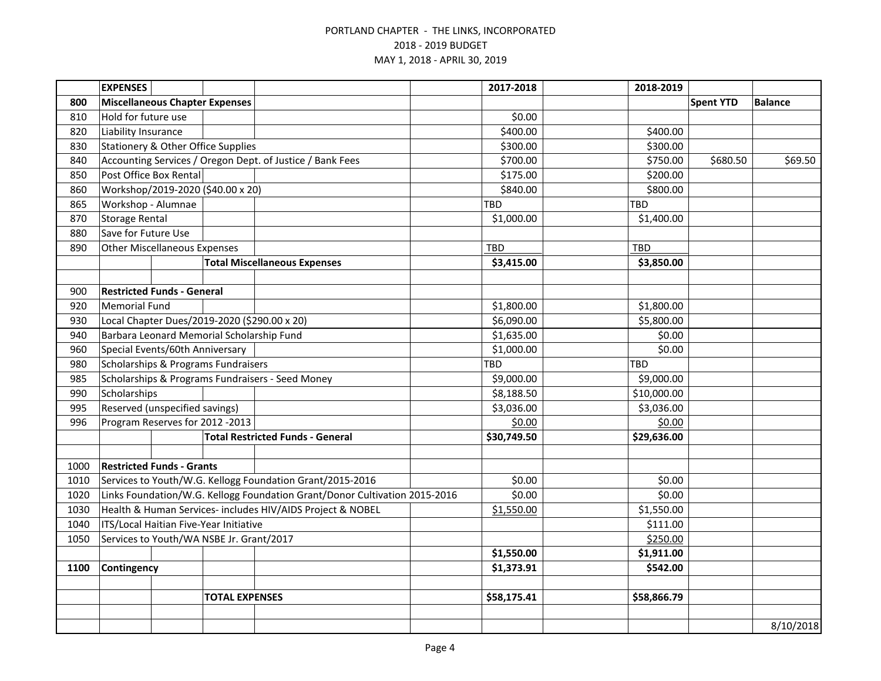PORTLAND CHAPTER - THE LINKS, INCORPORATED

2018 - 2019 BUDGET

MAY 1, 2018 - APRIL 30, 2019

| | EXPENSES | 2017-2018 | 2018-2019 | | |
|---|---|---|---|---|---|
| **800** | **Miscellaneous Chapter Expenses** | | | **Spent YTD** | **Balance** |
| 810 | Hold for future use | $0.00 | | | |
| 820 | Liability Insurance | $400.00 | $400.00 | | |
| 830 | Stationery & Other Office Supplies | $300.00 | $300.00 | | |
| 840 | Accounting Services / Oregon Dept. of Justice / Bank Fees | $700.00 | $750.00 | $680.50 | $69.50 |
| 850 | Post Office Box Rental | $175.00 | $200.00 | | |
| 860 | Workshop/2019-2020 ($40.00 x 20) | $840.00 | $800.00 | | |
| 865 | Workshop - Alumnae | TBD | TBD | | |
| 870 | Storage Rental | $1,000.00 | $1,400.00 | | |
| 880 | Save for Future Use | | | | |
| 890 | Other Miscellaneous Expenses | TBD | TBD | | |
| | **Total Miscellaneous Expenses** | **$3,415.00** | **$3,850.00** | | |
| | | | | | |
| 900 | **Restricted Funds - General** | | | | |
| 920 | Memorial Fund | $1,800.00 | $1,800.00 | | |
| 930 | Local Chapter Dues/2019-2020 ($290.00 x 20) | $6,090.00 | $5,800.00 | | |
| 940 | Barbara Leonard Memorial Scholarship Fund | $1,635.00 | $0.00 | | |
| 960 | Special Events/60th Anniversary | $1,000.00 | $0.00 | | |
| 980 | Scholarships & Programs Fundraisers | TBD | TBD | | |
| 985 | Scholarships & Programs Fundraisers - Seed Money | $9,000.00 | $9,000.00 | | |
| 990 | Scholarships | $8,188.50 | $10,000.00 | | |
| 995 | Reserved (unspecified savings) | $3,036.00 | $3,036.00 | | |
| 996 | Program Reserves for 2012 -2013 | $0.00 | $0.00 | | |
| | **Total Restricted Funds - General** | **$30,749.50** | **$29,636.00** | | |
| | | | | | |
| 1000 | **Restricted Funds - Grants** | | | | |
| 1010 | Services to Youth/W.G. Kellogg Foundation Grant/2015-2016 | $0.00 | $0.00 | | |
| 1020 | Links Foundation/W.G. Kellogg Foundation Grant/Donor Cultivation 2015-2016 | $0.00 | $0.00 | | |
| 1030 | Health & Human Services- includes HIV/AIDS Project & NOBEL | $1,550.00 | $1,550.00 | | |
| 1040 | ITS/Local Haitian Five-Year Initiative | | $111.00 | | |
| 1050 | Services to Youth/WA NSBE Jr. Grant/2017 | | $250.00 | | |
| | | **$1,550.00** | **$1,911.00** | | |
| **1100** | **Contingency** | **$1,373.91** | **$542.00** | | |
| | | | | | |
| | **TOTAL EXPENSES** | **$58,175.41** | **$58,866.79** | | |
| | | | | | |
| | | | | | 8/10/2018 |